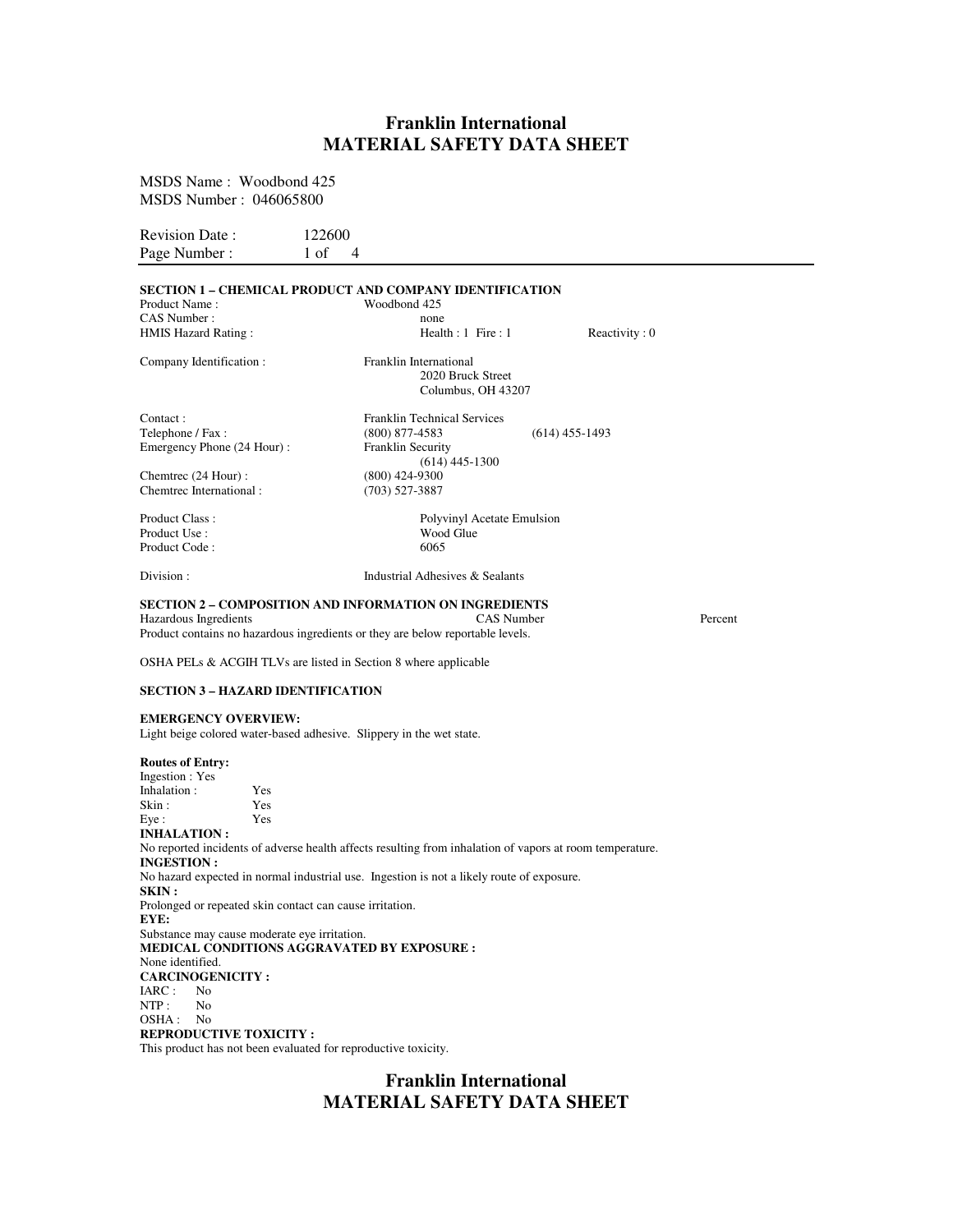# Franklin International
# MATERIAL SAFETY DATA SHEET

MSDS Name : Woodbond 425
MSDS Number : 046065800

Revision Date : 122600

---

## SECTION 1 – CHEMICAL PRODUCT AND COMPANY IDENTIFICATION

Product Name : Woodbond 425
CAS Number : none
HMIS Hazard Rating : Health : 1 Fire : 1 Reactivity : 0

Company Identification : Franklin International
2020 Bruck Street
Columbus, OH 43207

Contact : Franklin Technical Services
Telephone / Fax : (800) 877-4583 (614) 455-1493
Emergency Phone (24 Hour) : Franklin Security
(614) 445-1300

Chemtrec (24 Hour) : (800) 424-9300
Chemtrec International : (703) 527-3887

Product Class : Polyvinyl Acetate Emulsion
Product Use : Wood Glue
Product Code : 6065

Division : Industrial Adhesives & Sealants

## SECTION 2 – COMPOSITION AND INFORMATION ON INGREDIENTS

| Hazardous Ingredients | CAS Number | Percent |
|---|---|---|

Product contains no hazardous ingredients or they are below reportable levels.

OSHA PELs & ACGIH TLVs are listed in Section 8 where applicable

## SECTION 3 – HAZARD IDENTIFICATION

**EMERGENCY OVERVIEW:**
Light beige colored water-based adhesive. Slippery in the wet state.

**Routes of Entry:**
Ingestion : Yes
Inhalation : Yes
Skin : Yes
Eye : Yes

**INHALATION :**
No reported incidents of adverse health affects resulting from inhalation of vapors at room temperature.

**INGESTION :**
No hazard expected in normal industrial use. Ingestion is not a likely route of exposure.

**SKIN :**
Prolonged or repeated skin contact can cause irritation.

**EYE:**
Substance may cause moderate eye irritation.

**MEDICAL CONDITIONS AGGRAVATED BY EXPOSURE :**
None identified.

**CARCINOGENICITY :**
IARC : No
NTP : No
OSHA : No

**REPRODUCTIVE TOXICITY :**
This product has not been evaluated for reproductive toxicity.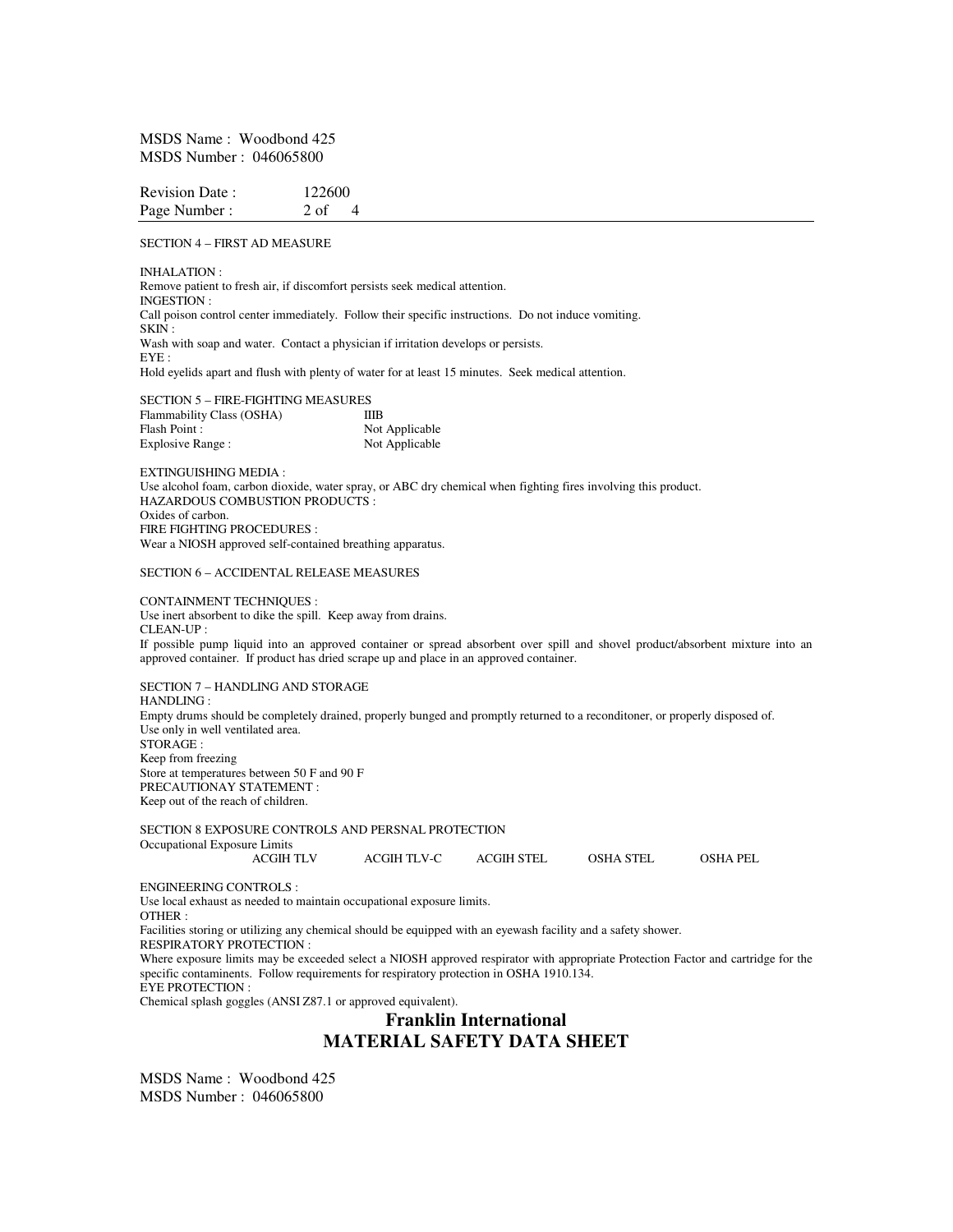MSDS Name : Woodbond 425
MSDS Number : 046065800

Revision Date : 122600

SECTION 4 – FIRST AD MEASURE

INHALATION :
Remove patient to fresh air, if discomfort persists seek medical attention.
INGESTION :
Call poison control center immediately. Follow their specific instructions. Do not induce vomiting.
SKIN :
Wash with soap and water. Contact a physician if irritation develops or persists.
EYE :
Hold eyelids apart and flush with plenty of water for at least 15 minutes. Seek medical attention.

SECTION 5 – FIRE-FIGHTING MEASURES

| | |
|---|---|
| Flammability Class (OSHA) | IIIB |
| Flash Point : | Not Applicable |
| Explosive Range : | Not Applicable |

EXTINGUISHING MEDIA :
Use alcohol foam, carbon dioxide, water spray, or ABC dry chemical when fighting fires involving this product.
HAZARDOUS COMBUSTION PRODUCTS :
Oxides of carbon.
FIRE FIGHTING PROCEDURES :
Wear a NIOSH approved self-contained breathing apparatus.

SECTION 6 – ACCIDENTAL RELEASE MEASURES

CONTAINMENT TECHNIQUES :
Use inert absorbent to dike the spill. Keep away from drains.
CLEAN-UP :
If possible pump liquid into an approved container or spread absorbent over spill and shovel product/absorbent mixture into an approved container. If product has dried scrape up and place in an approved container.

SECTION 7 – HANDLING AND STORAGE
HANDLING :
Empty drums should be completely drained, properly bunged and promptly returned to a reconditoner, or properly disposed of.
Use only in well ventilated area.
STORAGE :
Keep from freezing
Store at temperatures between 50 F and 90 F
PRECAUTIONAY STATEMENT :
Keep out of the reach of children.

SECTION 8 EXPOSURE CONTROLS AND PERSNAL PROTECTION
Occupational Exposure Limits

| | ACGIH TLV | ACGIH TLV-C | ACGIH STEL | OSHA STEL | OSHA PEL |
|---|---|---|---|---|---|

ENGINEERING CONTROLS :
Use local exhaust as needed to maintain occupational exposure limits.
OTHER :
Facilities storing or utilizing any chemical should be equipped with an eyewash facility and a safety shower.
RESPIRATORY PROTECTION :
Where exposure limits may be exceeded select a NIOSH approved respirator with appropriate Protection Factor and cartridge for the specific contaminents. Follow requirements for respiratory protection in OSHA 1910.134.
EYE PROTECTION :
Chemical splash goggles (ANSI Z87.1 or approved equivalent).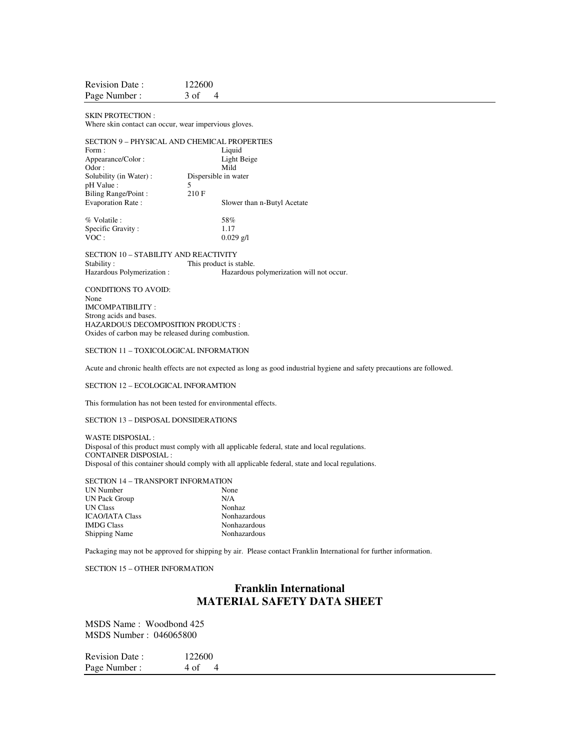SKIN PROTECTION :
Where skin contact can occur, wear impervious gloves.

SECTION 9 – PHYSICAL AND CHEMICAL PROPERTIES

| | |
|---|---|
| Form : | Liquid |
| Appearance/Color : | Light Beige |
| Odor : | Mild |
| Solubility (in Water) : | Dispersible in water |
| pH Value : | 5 |
| Biling Range/Point : | 210 F |
| Evaporation Rate : | Slower than n-Butyl Acetate |
| % Volatile : | 58% |
| Specific Gravity : | 1.17 |
| VOC : | 0.029 g/l |

SECTION 10 – STABILITY AND REACTIVITY

| | |
|---|---|
| Stability : | This product is stable. |
| Hazardous Polymerization : | Hazardous polymerization will not occur. |

CONDITIONS TO AVOID:
None
IMCOMPATIBILITY :
Strong acids and bases.
HAZARDOUS DECOMPOSITION PRODUCTS :
Oxides of carbon may be released during combustion.

SECTION 11 – TOXICOLOGICAL INFORMATION

Acute and chronic health effects are not expected as long as good industrial hygiene and safety precautions are followed.

SECTION 12 – ECOLOGICAL INFORAMTION

This formulation has not been tested for environmental effects.

SECTION 13 – DISPOSAL DONSIDERATIONS

WASTE DISPOSIAL :
Disposal of this product must comply with all applicable federal, state and local regulations.
CONTAINER DISPOSIAL :
Disposal of this container should comply with all applicable federal, state and local regulations.

SECTION 14 – TRANSPORT INFORMATION

| | |
|---|---|
| UN Number | None |
| UN Pack Group | N/A |
| UN Class | Nonhaz |
| ICAO/IATA Class | Nonhazardous |
| IMDG Class | Nonhazardous |
| Shipping Name | Nonhazardous |

Packaging may not be approved for shipping by air. Please contact Franklin International for further information.

SECTION 15 – OTHER INFORMATION

## Franklin International
## MATERIAL SAFETY DATA SHEET

MSDS Name : Woodbond 425
MSDS Number : 046065800

Revision Date : 122600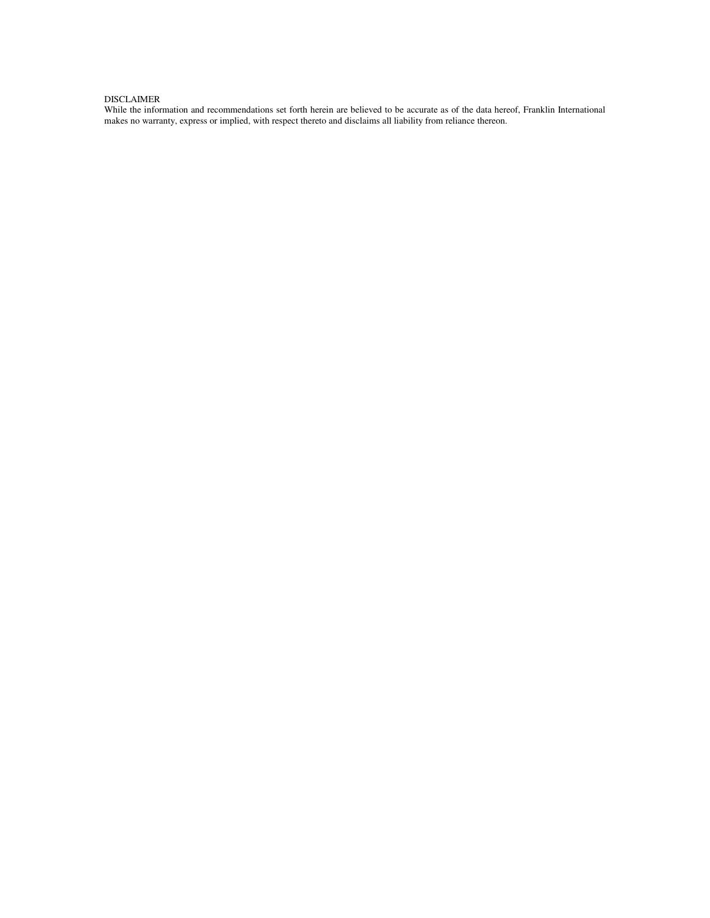DISCLAIMER

While the information and recommendations set forth herein are believed to be accurate as of the data hereof, Franklin International makes no warranty, express or implied, with respect thereto and disclaims all liability from reliance thereon.